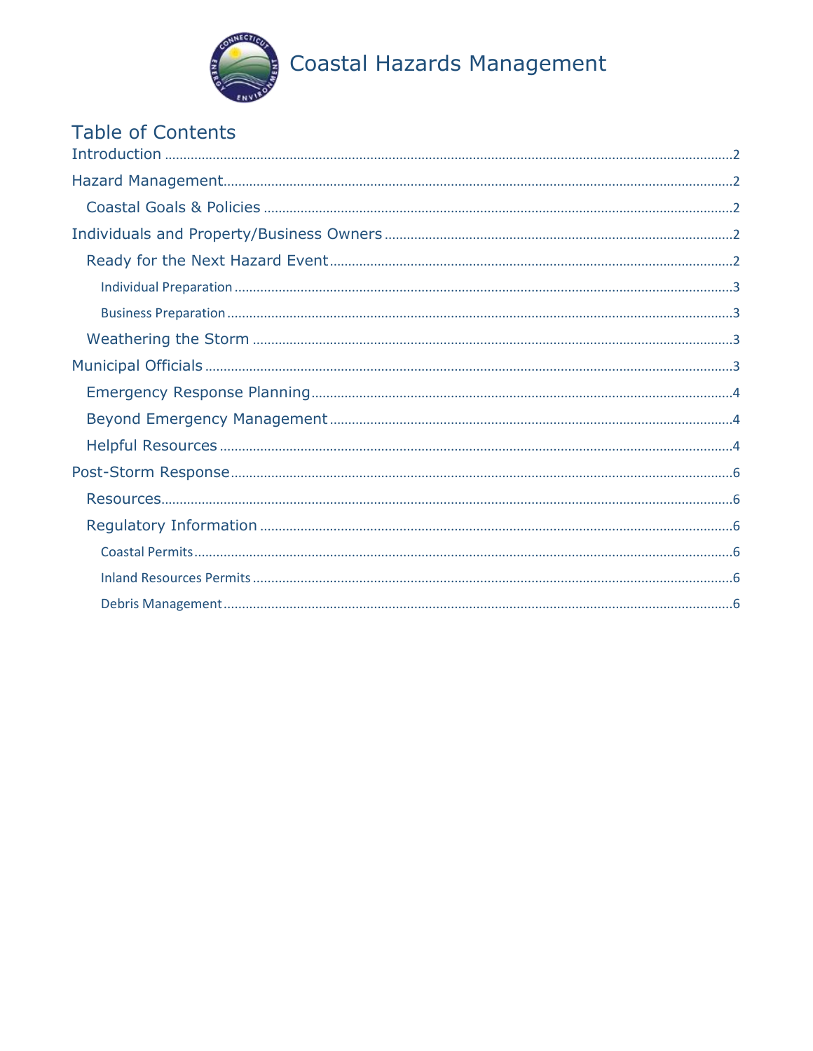# Coastal Hazards Management

## Table of Contents

Introduction .......... 2

Hazard Management .......... 2

- Coastal Goals & Policies .......... 2

Individuals and Property/Business Owners .......... 2

- Ready for the Next Hazard Event .......... 2
  - Individual Preparation .......... 3
  - Business Preparation .......... 3
- Weathering the Storm .......... 3

Municipal Officials .......... 3

- Emergency Response Planning .......... 4
- Beyond Emergency Management .......... 4
- Helpful Resources .......... 4

Post-Storm Response .......... 6

- Resources .......... 6
- Regulatory Information .......... 6
  - Coastal Permits .......... 6
  - Inland Resources Permits .......... 6
  - Debris Management .......... 6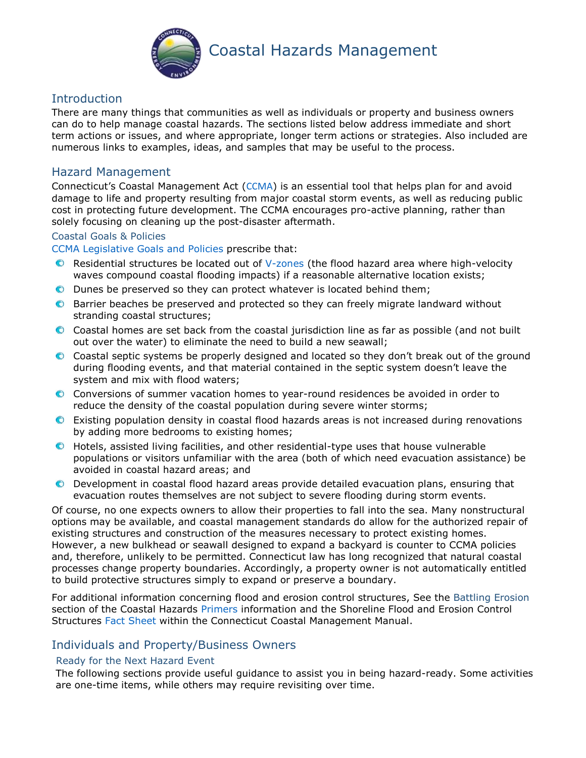# Coastal Hazards Management

## Introduction

There are many things that communities as well as individuals or property and business owners can do to help manage coastal hazards. The sections listed below address immediate and short term actions or issues, and where appropriate, longer term actions or strategies. Also included are numerous links to examples, ideas, and samples that may be useful to the process.

## Hazard Management

Connecticut's Coastal Management Act (CCMA) is an essential tool that helps plan for and avoid damage to life and property resulting from major coastal storm events, as well as reducing public cost in protecting future development. The CCMA encourages pro-active planning, rather than solely focusing on cleaning up the post-disaster aftermath.

### Coastal Goals & Policies

CCMA Legislative Goals and Policies prescribe that:

- Residential structures be located out of V-zones (the flood hazard area where high-velocity waves compound coastal flooding impacts) if a reasonable alternative location exists;
- Dunes be preserved so they can protect whatever is located behind them;
- Barrier beaches be preserved and protected so they can freely migrate landward without stranding coastal structures;
- Coastal homes are set back from the coastal jurisdiction line as far as possible (and not built out over the water) to eliminate the need to build a new seawall;
- Coastal septic systems be properly designed and located so they don't break out of the ground during flooding events, and that material contained in the septic system doesn't leave the system and mix with flood waters;
- Conversions of summer vacation homes to year-round residences be avoided in order to reduce the density of the coastal population during severe winter storms;
- Existing population density in coastal flood hazards areas is not increased during renovations by adding more bedrooms to existing homes;
- Hotels, assisted living facilities, and other residential-type uses that house vulnerable populations or visitors unfamiliar with the area (both of which need evacuation assistance) be avoided in coastal hazard areas; and
- Development in coastal flood hazard areas provide detailed evacuation plans, ensuring that evacuation routes themselves are not subject to severe flooding during storm events.

Of course, no one expects owners to allow their properties to fall into the sea. Many nonstructural options may be available, and coastal management standards do allow for the authorized repair of existing structures and construction of the measures necessary to protect existing homes. However, a new bulkhead or seawall designed to expand a backyard is counter to CCMA policies and, therefore, unlikely to be permitted. Connecticut law has long recognized that natural coastal processes change property boundaries. Accordingly, a property owner is not automatically entitled to build protective structures simply to expand or preserve a boundary.

For additional information concerning flood and erosion control structures, See the Battling Erosion section of the Coastal Hazards Primers information and the Shoreline Flood and Erosion Control Structures Fact Sheet within the Connecticut Coastal Management Manual.

## Individuals and Property/Business Owners

### Ready for the Next Hazard Event

The following sections provide useful guidance to assist you in being hazard-ready. Some activities are one-time items, while others may require revisiting over time.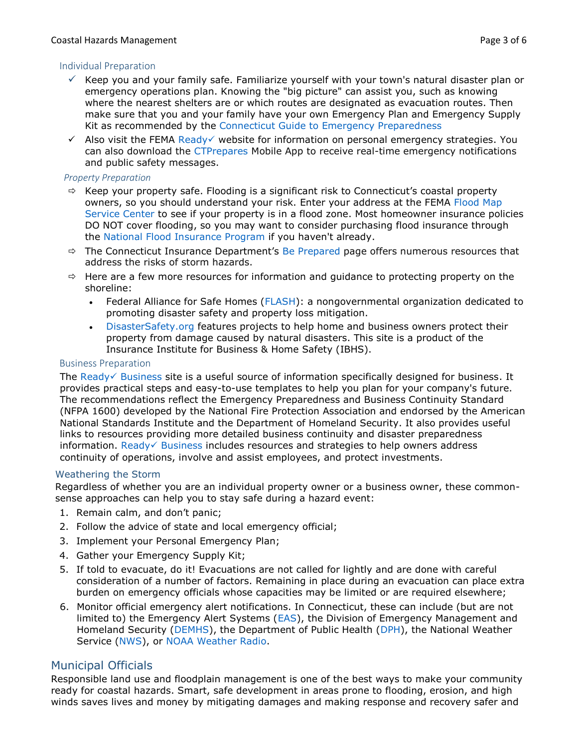### Individual Preparation

- ✓ Keep you and your family safe. Familiarize yourself with your town's natural disaster plan or emergency operations plan. Knowing the "big picture" can assist you, such as knowing where the nearest shelters are or which routes are designated as evacuation routes. Then make sure that you and your family have your own Emergency Plan and Emergency Supply Kit as recommended by the Connecticut Guide to Emergency Preparedness
- ✓ Also visit the FEMA Ready✓ website for information on personal emergency strategies. You can also download the CTPrepares Mobile App to receive real-time emergency notifications and public safety messages.

### *Property Preparation*

- ⇨ Keep your property safe. Flooding is a significant risk to Connecticut's coastal property owners, so you should understand your risk. Enter your address at the FEMA Flood Map Service Center to see if your property is in a flood zone. Most homeowner insurance policies DO NOT cover flooding, so you may want to consider purchasing flood insurance through the National Flood Insurance Program if you haven't already.
- ⇨ The Connecticut Insurance Department's Be Prepared page offers numerous resources that address the risks of storm hazards.
- ⇨ Here are a few more resources for information and guidance to protecting property on the shoreline:
  - Federal Alliance for Safe Homes (FLASH): a nongovernmental organization dedicated to promoting disaster safety and property loss mitigation.
  - DisasterSafety.org features projects to help home and business owners protect their property from damage caused by natural disasters. This site is a product of the Insurance Institute for Business & Home Safety (IBHS).

### Business Preparation

The Ready✓ Business site is a useful source of information specifically designed for business. It provides practical steps and easy-to-use templates to help you plan for your company's future. The recommendations reflect the Emergency Preparedness and Business Continuity Standard (NFPA 1600) developed by the National Fire Protection Association and endorsed by the American National Standards Institute and the Department of Homeland Security. It also provides useful links to resources providing more detailed business continuity and disaster preparedness information. Ready✓ Business includes resources and strategies to help owners address continuity of operations, involve and assist employees, and protect investments.

### Weathering the Storm

Regardless of whether you are an individual property owner or a business owner, these common-sense approaches can help you to stay safe during a hazard event:

1. Remain calm, and don't panic;
2. Follow the advice of state and local emergency official;
3. Implement your Personal Emergency Plan;
4. Gather your Emergency Supply Kit;
5. If told to evacuate, do it! Evacuations are not called for lightly and are done with careful consideration of a number of factors. Remaining in place during an evacuation can place extra burden on emergency officials whose capacities may be limited or are required elsewhere;
6. Monitor official emergency alert notifications. In Connecticut, these can include (but are not limited to) the Emergency Alert Systems (EAS), the Division of Emergency Management and Homeland Security (DEMHS), the Department of Public Health (DPH), the National Weather Service (NWS), or NOAA Weather Radio.

## Municipal Officials

Responsible land use and floodplain management is one of the best ways to make your community ready for coastal hazards. Smart, safe development in areas prone to flooding, erosion, and high winds saves lives and money by mitigating damages and making response and recovery safer and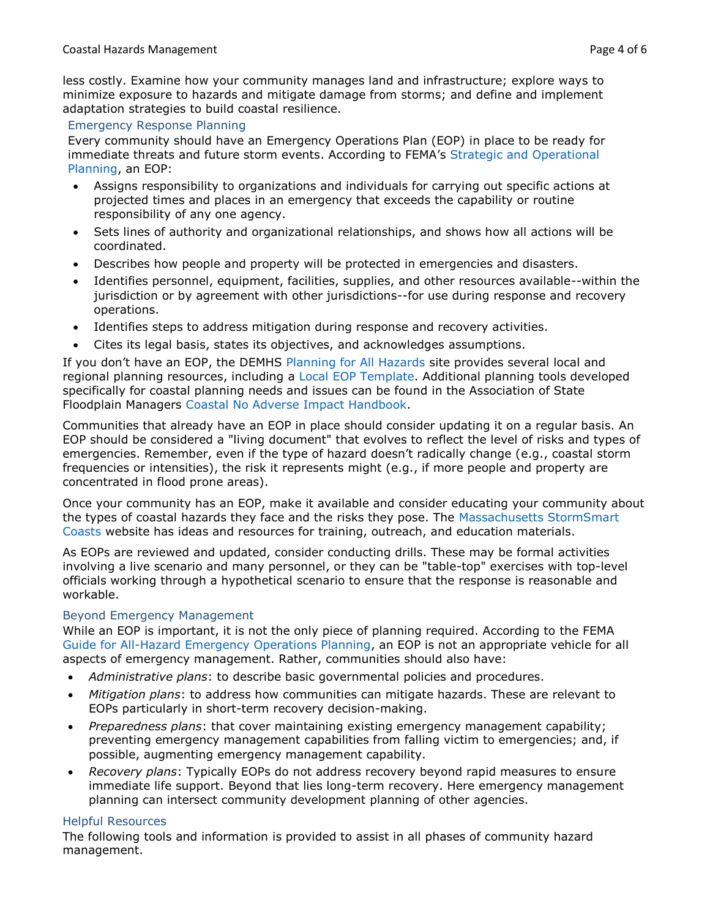less costly. Examine how your community manages land and infrastructure; explore ways to minimize exposure to hazards and mitigate damage from storms; and define and implement adaptation strategies to build coastal resilience.

## Emergency Response Planning

Every community should have an Emergency Operations Plan (EOP) in place to be ready for immediate threats and future storm events. According to FEMA's Strategic and Operational Planning, an EOP:

- Assigns responsibility to organizations and individuals for carrying out specific actions at projected times and places in an emergency that exceeds the capability or routine responsibility of any one agency.
- Sets lines of authority and organizational relationships, and shows how all actions will be coordinated.
- Describes how people and property will be protected in emergencies and disasters.
- Identifies personnel, equipment, facilities, supplies, and other resources available--within the jurisdiction or by agreement with other jurisdictions--for use during response and recovery operations.
- Identifies steps to address mitigation during response and recovery activities.
- Cites its legal basis, states its objectives, and acknowledges assumptions.

If you don't have an EOP, the DEMHS Planning for All Hazards site provides several local and regional planning resources, including a Local EOP Template. Additional planning tools developed specifically for coastal planning needs and issues can be found in the Association of State Floodplain Managers Coastal No Adverse Impact Handbook.

Communities that already have an EOP in place should consider updating it on a regular basis. An EOP should be considered a "living document" that evolves to reflect the level of risks and types of emergencies. Remember, even if the type of hazard doesn't radically change (e.g., coastal storm frequencies or intensities), the risk it represents might (e.g., if more people and property are concentrated in flood prone areas).

Once your community has an EOP, make it available and consider educating your community about the types of coastal hazards they face and the risks they pose. The Massachusetts StormSmart Coasts website has ideas and resources for training, outreach, and education materials.

As EOPs are reviewed and updated, consider conducting drills. These may be formal activities involving a live scenario and many personnel, or they can be "table-top" exercises with top-level officials working through a hypothetical scenario to ensure that the response is reasonable and workable.

## Beyond Emergency Management

While an EOP is important, it is not the only piece of planning required. According to the FEMA Guide for All-Hazard Emergency Operations Planning, an EOP is not an appropriate vehicle for all aspects of emergency management. Rather, communities should also have:

- *Administrative plans*: to describe basic governmental policies and procedures.
- *Mitigation plans*: to address how communities can mitigate hazards. These are relevant to EOPs particularly in short-term recovery decision-making.
- *Preparedness plans*: that cover maintaining existing emergency management capability; preventing emergency management capabilities from falling victim to emergencies; and, if possible, augmenting emergency management capability.
- *Recovery plans*: Typically EOPs do not address recovery beyond rapid measures to ensure immediate life support. Beyond that lies long-term recovery. Here emergency management planning can intersect community development planning of other agencies.

## Helpful Resources

The following tools and information is provided to assist in all phases of community hazard management.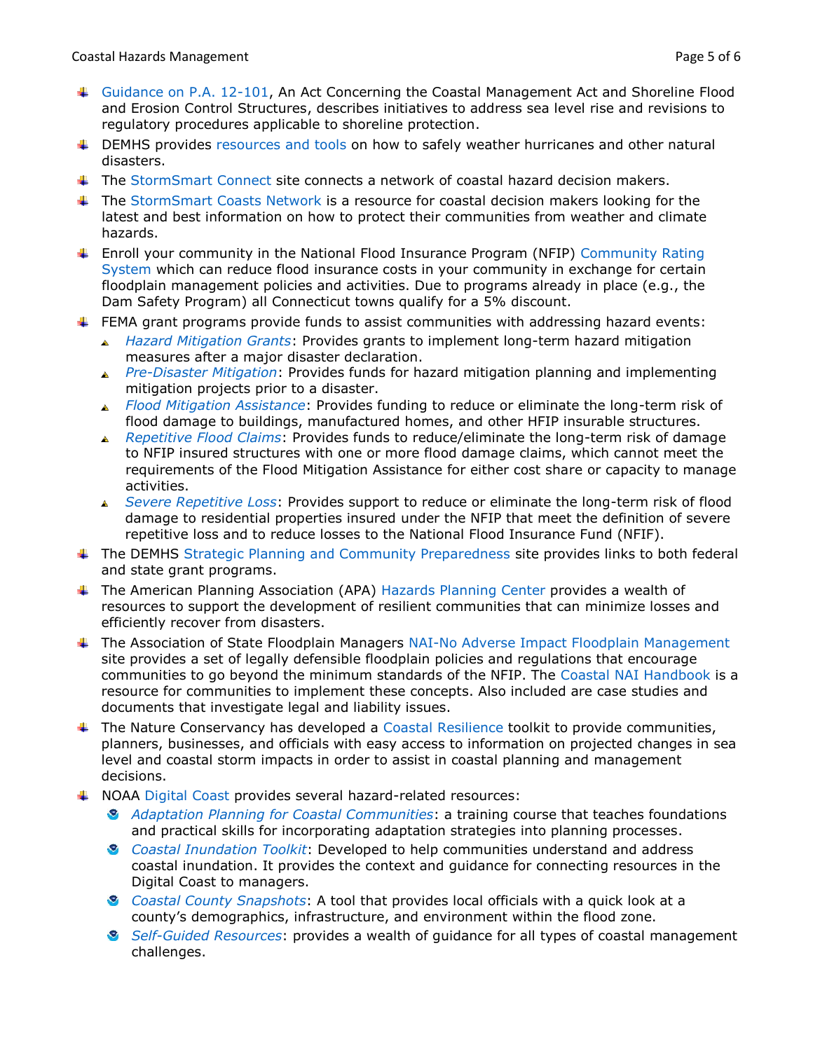- Guidance on P.A. 12-101, An Act Concerning the Coastal Management Act and Shoreline Flood and Erosion Control Structures, describes initiatives to address sea level rise and revisions to regulatory procedures applicable to shoreline protection.
- DEMHS provides resources and tools on how to safely weather hurricanes and other natural disasters.
- The StormSmart Connect site connects a network of coastal hazard decision makers.
- The StormSmart Coasts Network is a resource for coastal decision makers looking for the latest and best information on how to protect their communities from weather and climate hazards.
- Enroll your community in the National Flood Insurance Program (NFIP) Community Rating System which can reduce flood insurance costs in your community in exchange for certain floodplain management policies and activities. Due to programs already in place (e.g., the Dam Safety Program) all Connecticut towns qualify for a 5% discount.
- FEMA grant programs provide funds to assist communities with addressing hazard events:
  - *Hazard Mitigation Grants*: Provides grants to implement long-term hazard mitigation measures after a major disaster declaration.
  - *Pre-Disaster Mitigation*: Provides funds for hazard mitigation planning and implementing mitigation projects prior to a disaster.
  - *Flood Mitigation Assistance*: Provides funding to reduce or eliminate the long-term risk of flood damage to buildings, manufactured homes, and other HFIP insurable structures.
  - *Repetitive Flood Claims*: Provides funds to reduce/eliminate the long-term risk of damage to NFIP insured structures with one or more flood damage claims, which cannot meet the requirements of the Flood Mitigation Assistance for either cost share or capacity to manage activities.
  - *Severe Repetitive Loss*: Provides support to reduce or eliminate the long-term risk of flood damage to residential properties insured under the NFIP that meet the definition of severe repetitive loss and to reduce losses to the National Flood Insurance Fund (NFIF).
- The DEMHS Strategic Planning and Community Preparedness site provides links to both federal and state grant programs.
- The American Planning Association (APA) Hazards Planning Center provides a wealth of resources to support the development of resilient communities that can minimize losses and efficiently recover from disasters.
- The Association of State Floodplain Managers NAI-No Adverse Impact Floodplain Management site provides a set of legally defensible floodplain policies and regulations that encourage communities to go beyond the minimum standards of the NFIP. The Coastal NAI Handbook is a resource for communities to implement these concepts. Also included are case studies and documents that investigate legal and liability issues.
- The Nature Conservancy has developed a Coastal Resilience toolkit to provide communities, planners, businesses, and officials with easy access to information on projected changes in sea level and coastal storm impacts in order to assist in coastal planning and management decisions.
- NOAA Digital Coast provides several hazard-related resources:
  - *Adaptation Planning for Coastal Communities*: a training course that teaches foundations and practical skills for incorporating adaptation strategies into planning processes.
  - *Coastal Inundation Toolkit*: Developed to help communities understand and address coastal inundation. It provides the context and guidance for connecting resources in the Digital Coast to managers.
  - *Coastal County Snapshots*: A tool that provides local officials with a quick look at a county's demographics, infrastructure, and environment within the flood zone.
  - *Self-Guided Resources*: provides a wealth of guidance for all types of coastal management challenges.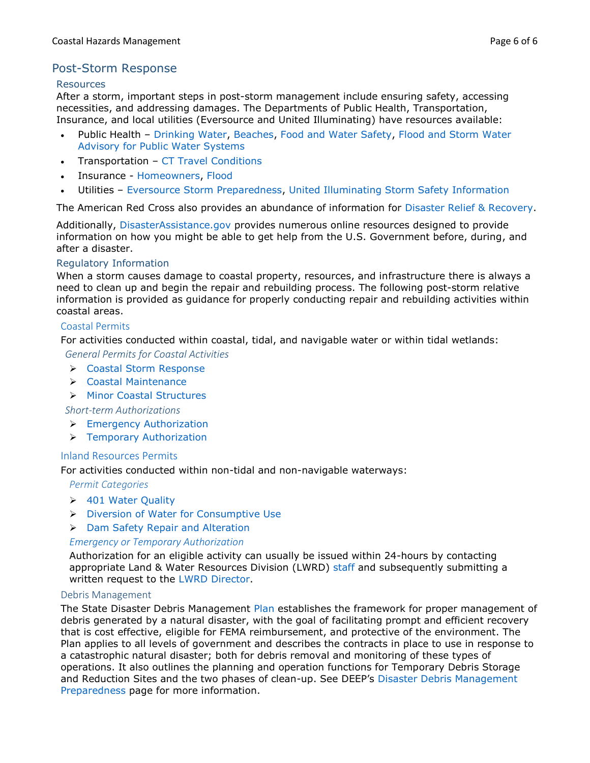## Post-Storm Response

### Resources

After a storm, important steps in post-storm management include ensuring safety, accessing necessities, and addressing damages. The Departments of Public Health, Transportation, Insurance, and local utilities (Eversource and United Illuminating) have resources available:

- Public Health – Drinking Water, Beaches, Food and Water Safety, Flood and Storm Water Advisory for Public Water Systems
- Transportation – CT Travel Conditions
- Insurance - Homeowners, Flood
- Utilities – Eversource Storm Preparedness, United Illuminating Storm Safety Information

The American Red Cross also provides an abundance of information for Disaster Relief & Recovery.

Additionally, DisasterAssistance.gov provides numerous online resources designed to provide information on how you might be able to get help from the U.S. Government before, during, and after a disaster.

### Regulatory Information

When a storm causes damage to coastal property, resources, and infrastructure there is always a need to clean up and begin the repair and rebuilding process. The following post-storm relative information is provided as guidance for properly conducting repair and rebuilding activities within coastal areas.

#### Coastal Permits

For activities conducted within coastal, tidal, and navigable water or within tidal wetlands:

*General Permits for Coastal Activities*

- Coastal Storm Response
- Coastal Maintenance
- Minor Coastal Structures

*Short-term Authorizations*

- Emergency Authorization
- Temporary Authorization

#### Inland Resources Permits

For activities conducted within non-tidal and non-navigable waterways:

*Permit Categories*

- 401 Water Quality
- Diversion of Water for Consumptive Use
- Dam Safety Repair and Alteration

*Emergency or Temporary Authorization*

Authorization for an eligible activity can usually be issued within 24-hours by contacting appropriate Land & Water Resources Division (LWRD) staff and subsequently submitting a written request to the LWRD Director.

#### Debris Management

The State Disaster Debris Management Plan establishes the framework for proper management of debris generated by a natural disaster, with the goal of facilitating prompt and efficient recovery that is cost effective, eligible for FEMA reimbursement, and protective of the environment. The Plan applies to all levels of government and describes the contracts in place to use in response to a catastrophic natural disaster; both for debris removal and monitoring of these types of operations. It also outlines the planning and operation functions for Temporary Debris Storage and Reduction Sites and the two phases of clean-up. See DEEP's Disaster Debris Management Preparedness page for more information.